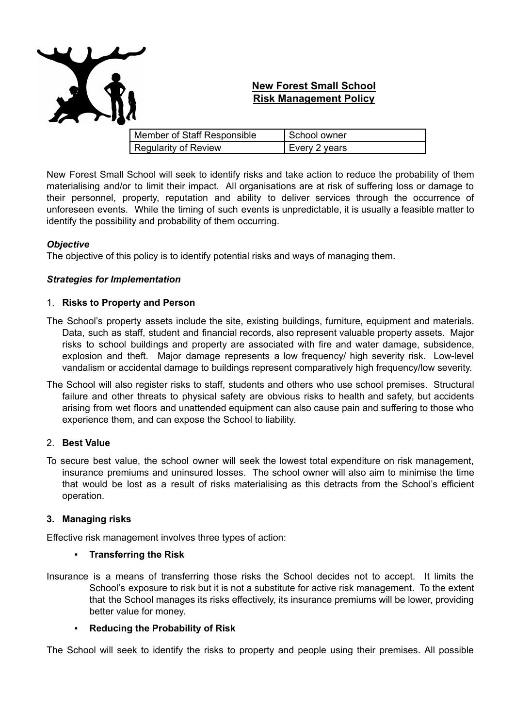# New Forest Small School
## Risk Management Policy

| Member of Staff Responsible | School owner |
|---|---|
| Regularity of Review | Every 2 years |

New Forest Small School will seek to identify risks and take action to reduce the probability of them materialising and/or to limit their impact. All organisations are at risk of suffering loss or damage to their personnel, property, reputation and ability to deliver services through the occurrence of unforeseen events. While the timing of such events is unpredictable, it is usually a feasible matter to identify the possibility and probability of them occurring.

***Objective***

The objective of this policy is to identify potential risks and ways of managing them.

***Strategies for Implementation***

1. **Risks to Property and Person**

The School's property assets include the site, existing buildings, furniture, equipment and materials. Data, such as staff, student and financial records, also represent valuable property assets. Major risks to school buildings and property are associated with fire and water damage, subsidence, explosion and theft. Major damage represents a low frequency/ high severity risk. Low-level vandalism or accidental damage to buildings represent comparatively high frequency/low severity.

The School will also register risks to staff, students and others who use school premises. Structural failure and other threats to physical safety are obvious risks to health and safety, but accidents arising from wet floors and unattended equipment can also cause pain and suffering to those who experience them, and can expose the School to liability.

2. **Best Value**

To secure best value, the school owner will seek the lowest total expenditure on risk management, insurance premiums and uninsured losses. The school owner will also aim to minimise the time that would be lost as a result of risks materialising as this detracts from the School's efficient operation.

3. **Managing risks**

Effective risk management involves three types of action:

- **Transferring the Risk**

Insurance is a means of transferring those risks the School decides not to accept. It limits the School's exposure to risk but it is not a substitute for active risk management. To the extent that the School manages its risks effectively, its insurance premiums will be lower, providing better value for money.

- **Reducing the Probability of Risk**

The School will seek to identify the risks to property and people using their premises. All possible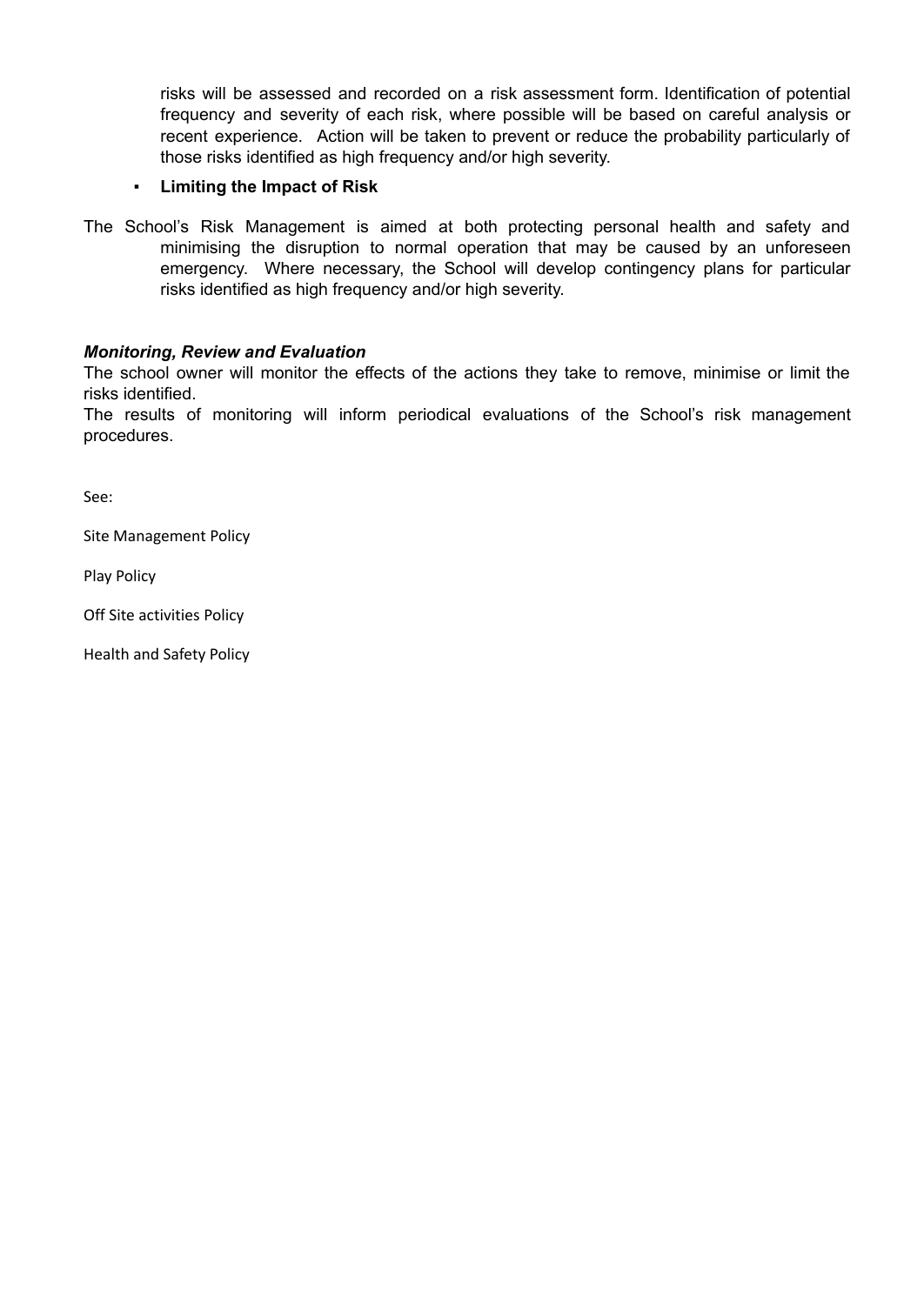risks will be assessed and recorded on a risk assessment form. Identification of potential frequency and severity of each risk, where possible will be based on careful analysis or recent experience. Action will be taken to prevent or reduce the probability particularly of those risks identified as high frequency and/or high severity.

- **Limiting the Impact of Risk**

The School's Risk Management is aimed at both protecting personal health and safety and minimising the disruption to normal operation that may be caused by an unforeseen emergency. Where necessary, the School will develop contingency plans for particular risks identified as high frequency and/or high severity.

***Monitoring, Review and Evaluation***

The school owner will monitor the effects of the actions they take to remove, minimise or limit the risks identified.

The results of monitoring will inform periodical evaluations of the School's risk management procedures.

See:

Site Management Policy

Play Policy

Off Site activities Policy

Health and Safety Policy